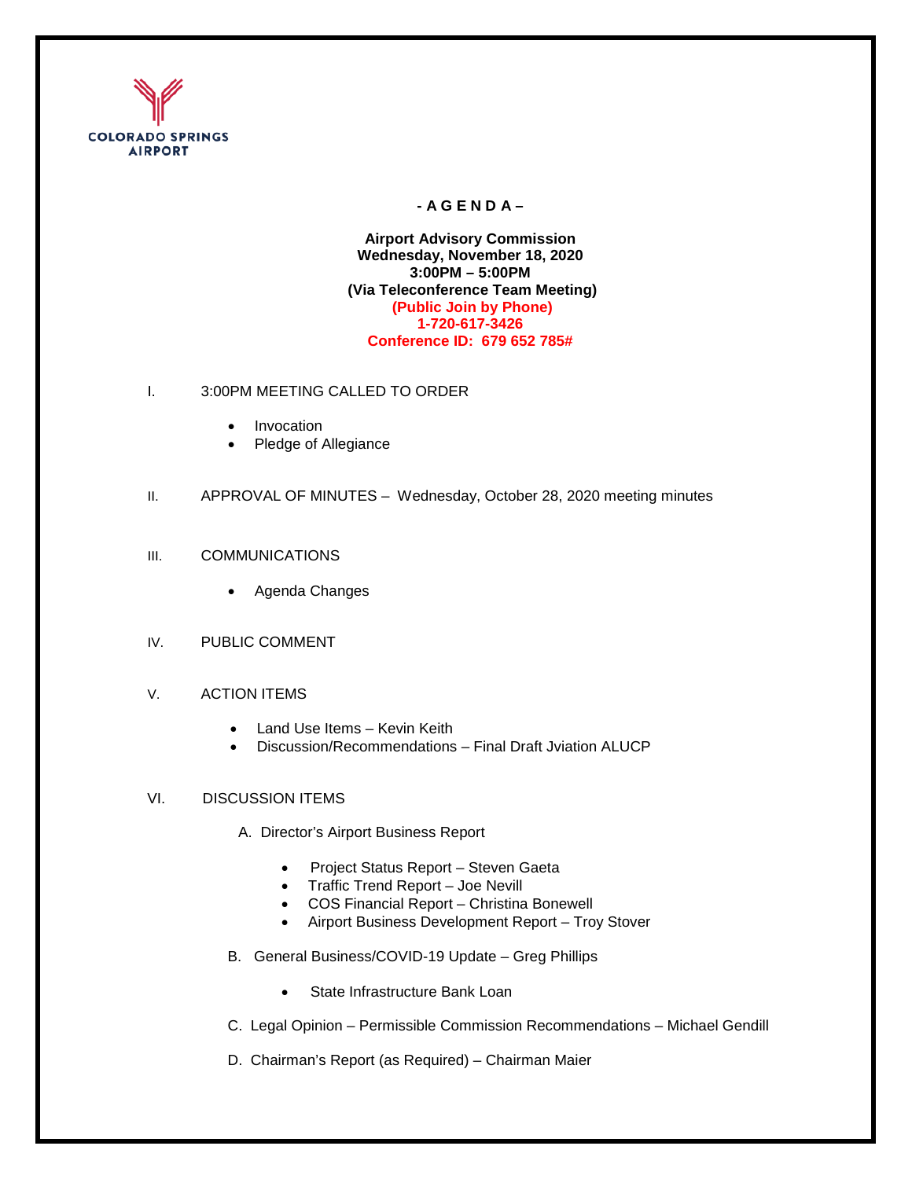COLORADO SPRINGS
AIRPORT

# - A G E N D A –

**Airport Advisory Commission**
**Wednesday, November 18, 2020**
**3:00PM – 5:00PM**
**(Via Teleconference Team Meeting)**
**(Public Join by Phone)**
**1-720-617-3426**
**Conference ID: 679 652 785#**

I. 3:00PM MEETING CALLED TO ORDER

- Invocation
- Pledge of Allegiance

II. APPROVAL OF MINUTES – Wednesday, October 28, 2020 meeting minutes

III. COMMUNICATIONS

- Agenda Changes

IV. PUBLIC COMMENT

V. ACTION ITEMS

- Land Use Items – Kevin Keith
- Discussion/Recommendations – Final Draft Jviation ALUCP

VI. DISCUSSION ITEMS

A. Director's Airport Business Report

- Project Status Report – Steven Gaeta
- Traffic Trend Report – Joe Nevill
- COS Financial Report – Christina Bonewell
- Airport Business Development Report – Troy Stover

B. General Business/COVID-19 Update – Greg Phillips

- State Infrastructure Bank Loan

C. Legal Opinion – Permissible Commission Recommendations – Michael Gendill

D. Chairman's Report (as Required) – Chairman Maier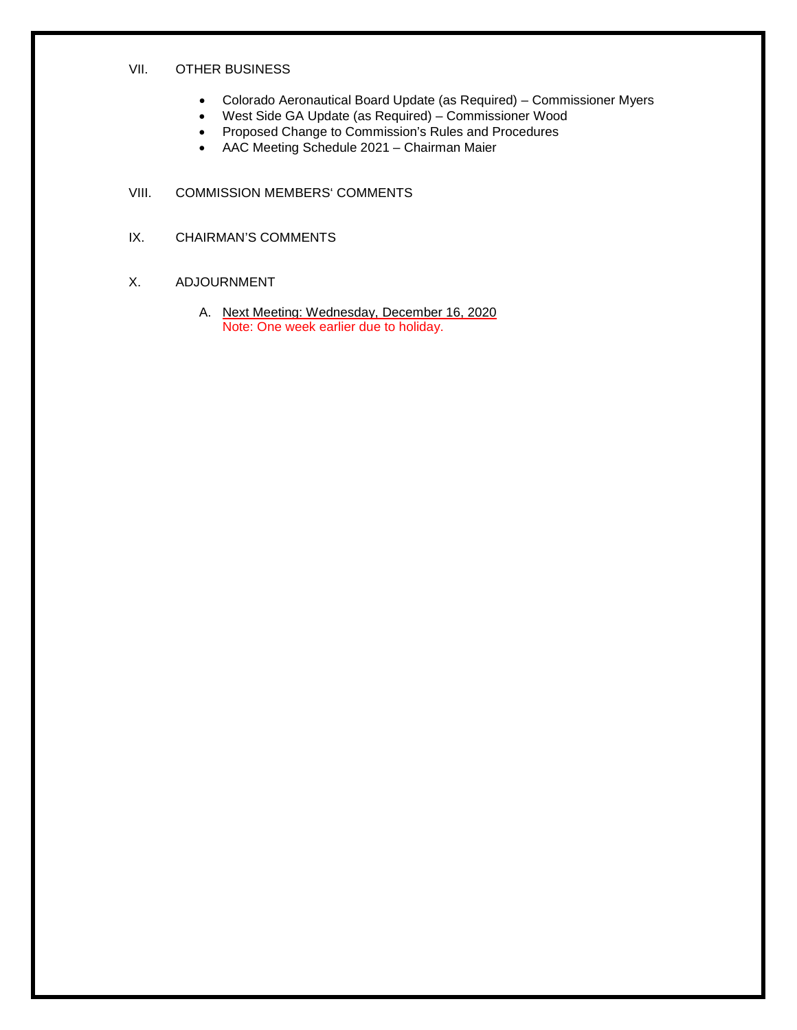## VII. OTHER BUSINESS

- Colorado Aeronautical Board Update (as Required) – Commissioner Myers
- West Side GA Update (as Required) – Commissioner Wood
- Proposed Change to Commission's Rules and Procedures
- AAC Meeting Schedule 2021 – Chairman Maier

## VIII. COMMISSION MEMBERS' COMMENTS

## IX. CHAIRMAN'S COMMENTS

## X. ADJOURNMENT

A. Next Meeting: Wednesday, December 16, 2020
   Note: One week earlier due to holiday.